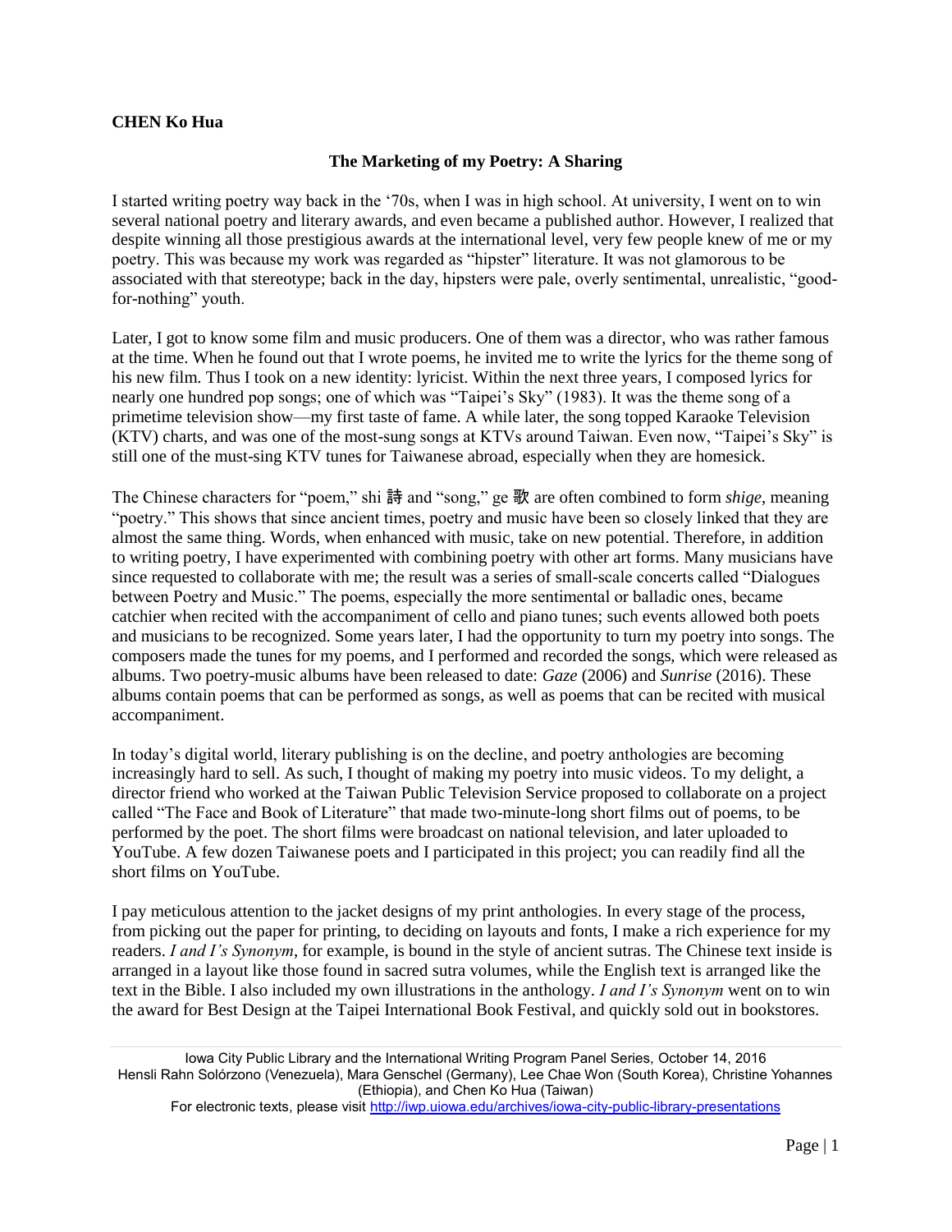**CHEN Ko Hua**

## The Marketing of my Poetry: A Sharing

I started writing poetry way back in the '70s, when I was in high school. At university, I went on to win several national poetry and literary awards, and even became a published author. However, I realized that despite winning all those prestigious awards at the international level, very few people knew of me or my poetry. This was because my work was regarded as "hipster" literature. It was not glamorous to be associated with that stereotype; back in the day, hipsters were pale, overly sentimental, unrealistic, "good-for-nothing" youth.

Later, I got to know some film and music producers. One of them was a director, who was rather famous at the time. When he found out that I wrote poems, he invited me to write the lyrics for the theme song of his new film. Thus I took on a new identity: lyricist. Within the next three years, I composed lyrics for nearly one hundred pop songs; one of which was "Taipei's Sky" (1983). It was the theme song of a primetime television show—my first taste of fame. A while later, the song topped Karaoke Television (KTV) charts, and was one of the most-sung songs at KTVs around Taiwan. Even now, "Taipei's Sky" is still one of the must-sing KTV tunes for Taiwanese abroad, especially when they are homesick.

The Chinese characters for "poem," shi 詩 and "song," ge 歌 are often combined to form *shige*, meaning "poetry." This shows that since ancient times, poetry and music have been so closely linked that they are almost the same thing. Words, when enhanced with music, take on new potential. Therefore, in addition to writing poetry, I have experimented with combining poetry with other art forms. Many musicians have since requested to collaborate with me; the result was a series of small-scale concerts called "Dialogues between Poetry and Music." The poems, especially the more sentimental or balladic ones, became catchier when recited with the accompaniment of cello and piano tunes; such events allowed both poets and musicians to be recognized. Some years later, I had the opportunity to turn my poetry into songs. The composers made the tunes for my poems, and I performed and recorded the songs, which were released as albums. Two poetry-music albums have been released to date: *Gaze* (2006) and *Sunrise* (2016). These albums contain poems that can be performed as songs, as well as poems that can be recited with musical accompaniment.

In today's digital world, literary publishing is on the decline, and poetry anthologies are becoming increasingly hard to sell. As such, I thought of making my poetry into music videos. To my delight, a director friend who worked at the Taiwan Public Television Service proposed to collaborate on a project called "The Face and Book of Literature" that made two-minute-long short films out of poems, to be performed by the poet. The short films were broadcast on national television, and later uploaded to YouTube. A few dozen Taiwanese poets and I participated in this project; you can readily find all the short films on YouTube.

I pay meticulous attention to the jacket designs of my print anthologies. In every stage of the process, from picking out the paper for printing, to deciding on layouts and fonts, I make a rich experience for my readers. *I and I's Synonym*, for example, is bound in the style of ancient sutras. The Chinese text inside is arranged in a layout like those found in sacred sutra volumes, while the English text is arranged like the text in the Bible. I also included my own illustrations in the anthology. *I and I's Synonym* went on to win the award for Best Design at the Taipei International Book Festival, and quickly sold out in bookstores.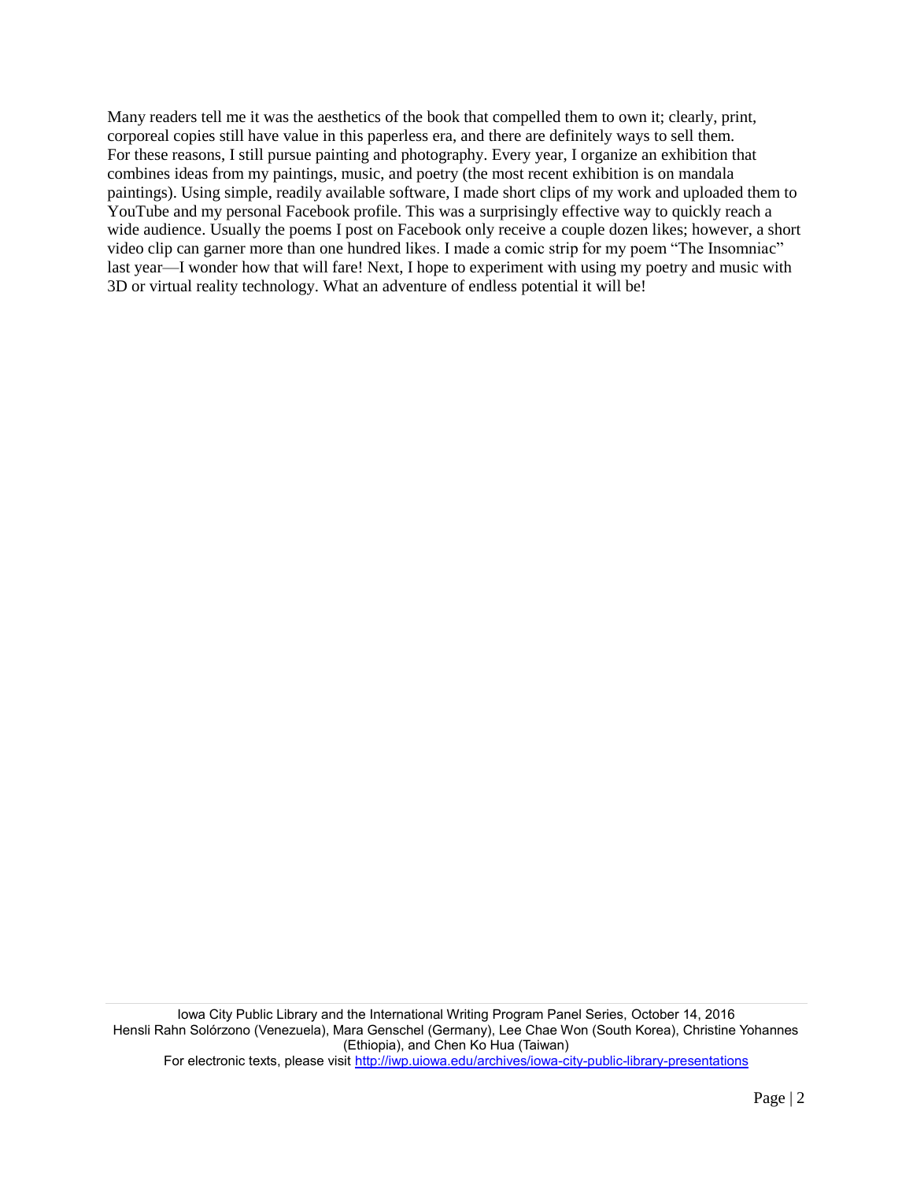Many readers tell me it was the aesthetics of the book that compelled them to own it; clearly, print, corporeal copies still have value in this paperless era, and there are definitely ways to sell them.

For these reasons, I still pursue painting and photography. Every year, I organize an exhibition that combines ideas from my paintings, music, and poetry (the most recent exhibition is on mandala paintings). Using simple, readily available software, I made short clips of my work and uploaded them to YouTube and my personal Facebook profile. This was a surprisingly effective way to quickly reach a wide audience. Usually the poems I post on Facebook only receive a couple dozen likes; however, a short video clip can garner more than one hundred likes. I made a comic strip for my poem "The Insomniac" last year—I wonder how that will fare! Next, I hope to experiment with using my poetry and music with 3D or virtual reality technology. What an adventure of endless potential it will be!